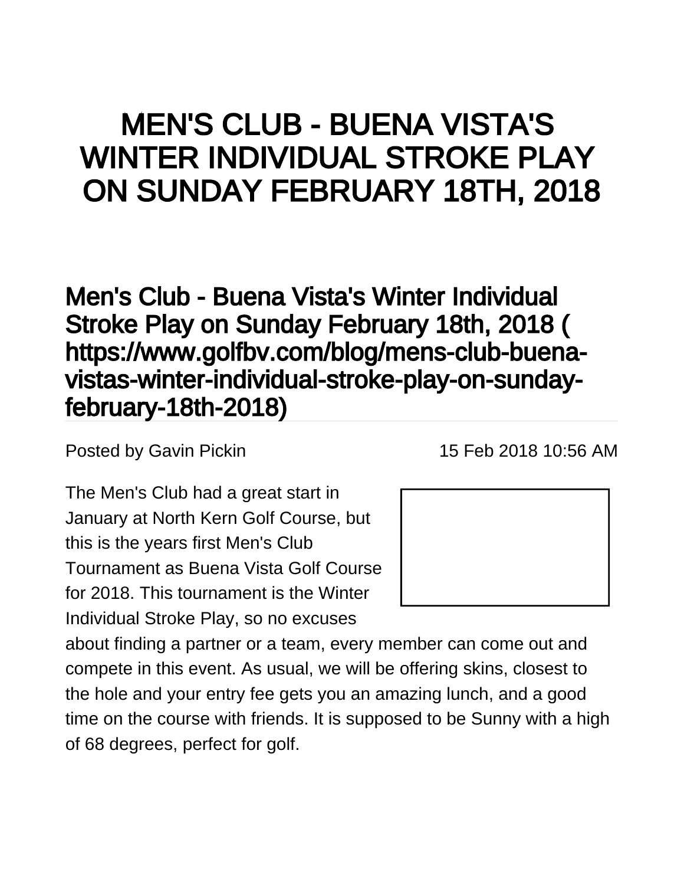# MEN'S CLUB - BUENA VISTA'S WINTER INDIVIDUAL STROKE PLAY ON SUNDAY FEBRUARY 18TH, 2018

## Men's Club - Buena Vista's Winter Individual Stroke Play on Sunday February 18th, 2018 ( https://www.golfbv.com/blog/mens-club-buena-vistas-winter-individual-stroke-play-on-sunday-february-18th-2018)

Posted by Gavin Pickin 15 Feb 2018 10:56 AM

The Men's Club had a great start in January at North Kern Golf Course, but this is the years first Men's Club Tournament as Buena Vista Golf Course for 2018. This tournament is the Winter Individual Stroke Play, so no excuses about finding a partner or a team, every member can come out and compete in this event. As usual, we will be offering skins, closest to the hole and your entry fee gets you an amazing lunch, and a good time on the course with friends. It is supposed to be Sunny with a high of 68 degrees, perfect for golf.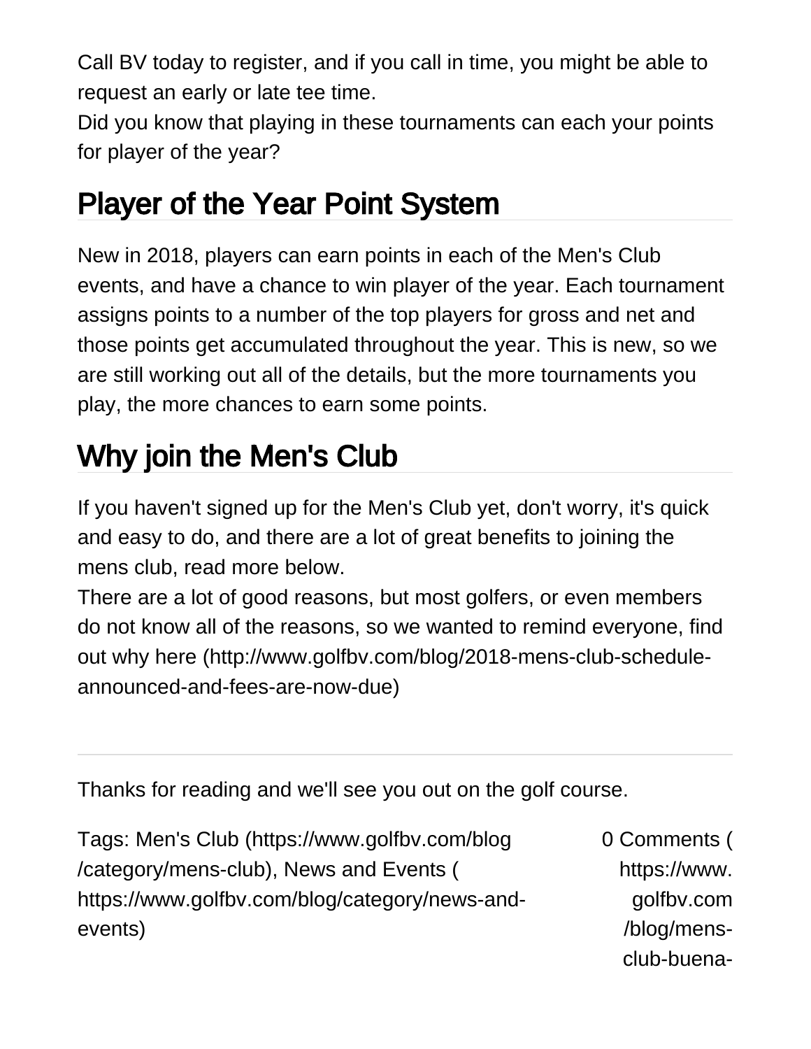Call BV today to register, and if you call in time, you might be able to request an early or late tee time.
Did you know that playing in these tournaments can each your points for player of the year?

## Player of the Year Point System

New in 2018, players can earn points in each of the Men's Club events, and have a chance to win player of the year. Each tournament assigns points to a number of the top players for gross and net and those points get accumulated throughout the year. This is new, so we are still working out all of the details, but the more tournaments you play, the more chances to earn some points.

## Why join the Men's Club

If you haven't signed up for the Men's Club yet, don't worry, it's quick and easy to do, and there are a lot of great benefits to joining the mens club, read more below.
There are a lot of good reasons, but most golfers, or even members do not know all of the reasons, so we wanted to remind everyone, find out why here (http://www.golfbv.com/blog/2018-mens-club-schedule-announced-and-fees-are-now-due)

---

Thanks for reading and we'll see you out on the golf course.

Tags: Men's Club (https://www.golfbv.com/blog/category/mens-club), News and Events (https://www.golfbv.com/blog/category/news-and-events)

0 Comments (https://www.golfbv.com/blog/mens-club-buena-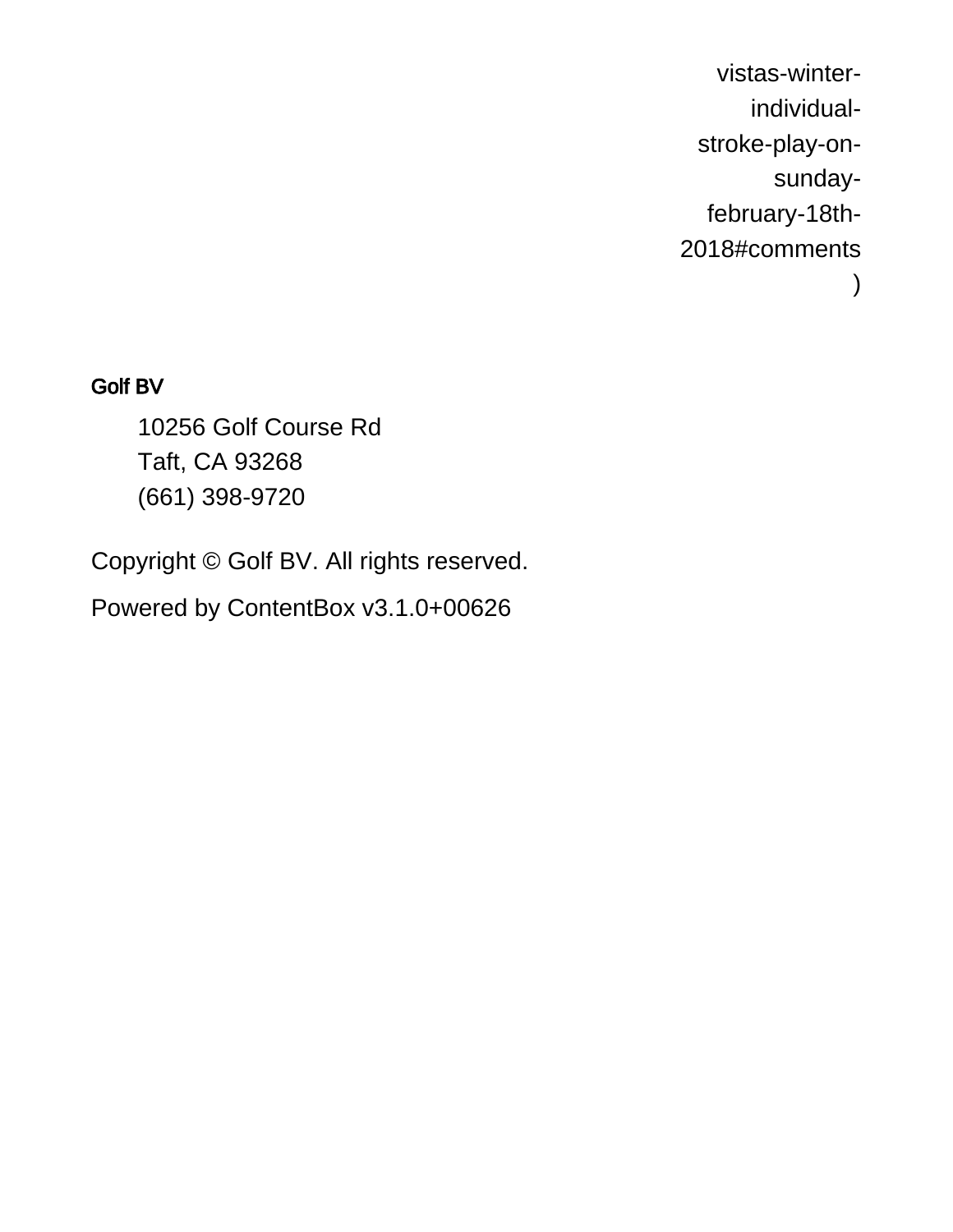vistas-winter-individual-stroke-play-on-sunday-february-18th-2018#comments)

**Golf BV**

10256 Golf Course Rd
Taft, CA 93268
(661) 398-9720

Copyright © Golf BV. All rights reserved.

Powered by ContentBox v3.1.0+00626